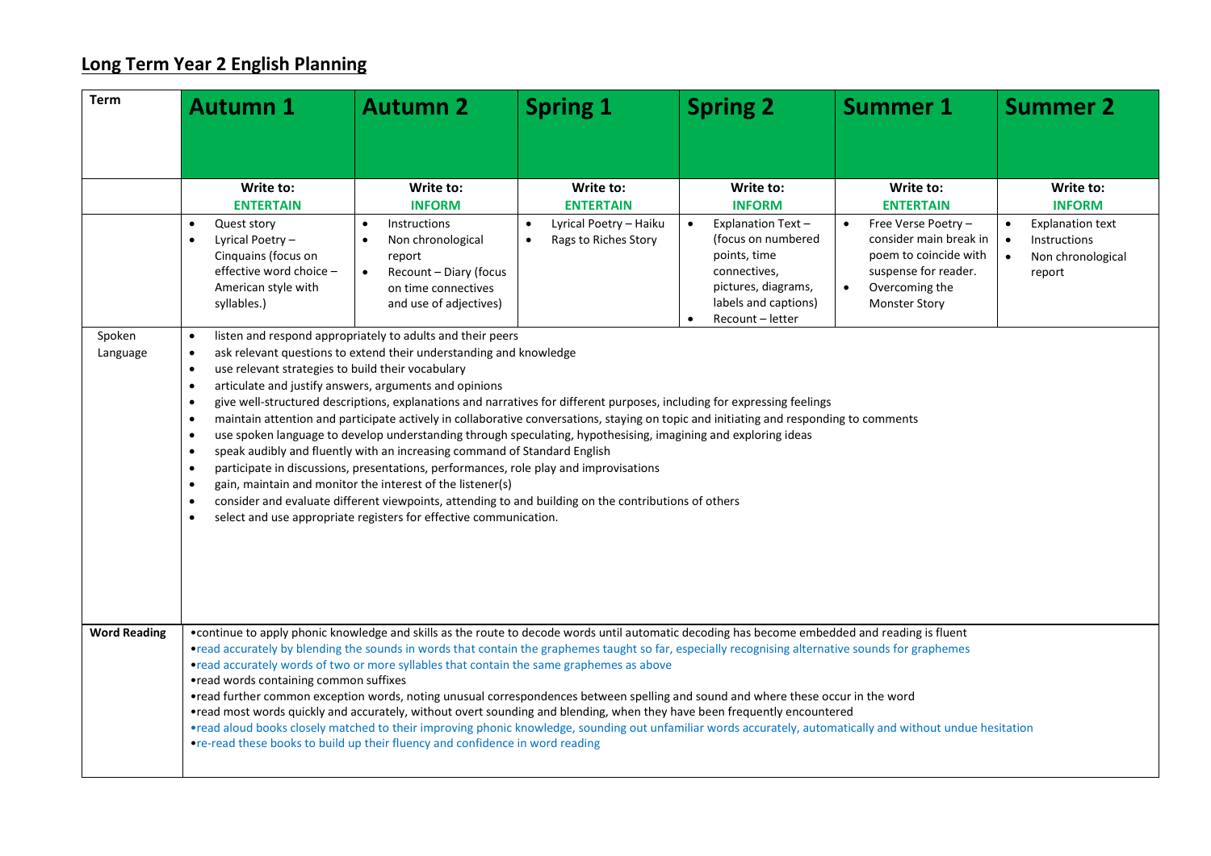## Long Term Year 2 English Planning

| Term | Autumn 1 | Autumn 2 | Spring 1 | Spring 2 | Summer 1 | Summer 2 |
|---|---|---|---|---|---|---|
| | **Write to: ENTERTAIN** | **Write to: INFORM** | **Write to: ENTERTAIN** | **Write to: INFORM** | **Write to: ENTERTAIN** | **Write to: INFORM** |
| | • Quest story<br>• Lyrical Poetry – Cinquains (focus on effective word choice – American style with syllables.) | • Instructions<br>• Non chronological report<br>• Recount – Diary (focus on time connectives and use of adjectives) | • Lyrical Poetry – Haiku<br>• Rags to Riches Story | • Explanation Text – (focus on numbered points, time connectives, pictures, diagrams, labels and captions)<br>• Recount – letter | • Free Verse Poetry – consider main break in poem to coincide with suspense for reader.<br>• Overcoming the Monster Story | • Explanation text<br>• Instructions<br>• Non chronological report |
| Spoken Language | • listen and respond appropriately to adults and their peers<br>• ask relevant questions to extend their understanding and knowledge<br>• use relevant strategies to build their vocabulary<br>• articulate and justify answers, arguments and opinions<br>• give well-structured descriptions, explanations and narratives for different purposes, including for expressing feelings<br>• maintain attention and participate actively in collaborative conversations, staying on topic and initiating and responding to comments<br>• use spoken language to develop understanding through speculating, hypothesising, imagining and exploring ideas<br>• speak audibly and fluently with an increasing command of Standard English<br>• participate in discussions, presentations, performances, role play and improvisations<br>• gain, maintain and monitor the interest of the listener(s)<br>• consider and evaluate different viewpoints, attending to and building on the contributions of others<br>• select and use appropriate registers for effective communication. | | | | | |
| **Word Reading** | • continue to apply phonic knowledge and skills as the route to decode words until automatic decoding has become embedded and reading is fluent<br>• read accurately by blending the sounds in words that contain the graphemes taught so far, especially recognising alternative sounds for graphemes<br>• read accurately words of two or more syllables that contain the same graphemes as above<br>• read words containing common suffixes<br>• read further common exception words, noting unusual correspondences between spelling and sound and where these occur in the word<br>• read most words quickly and accurately, without overt sounding and blending, when they have been frequently encountered<br>• read aloud books closely matched to their improving phonic knowledge, sounding out unfamiliar words accurately, automatically and without undue hesitation<br>• re-read these books to build up their fluency and confidence in word reading | | | | | |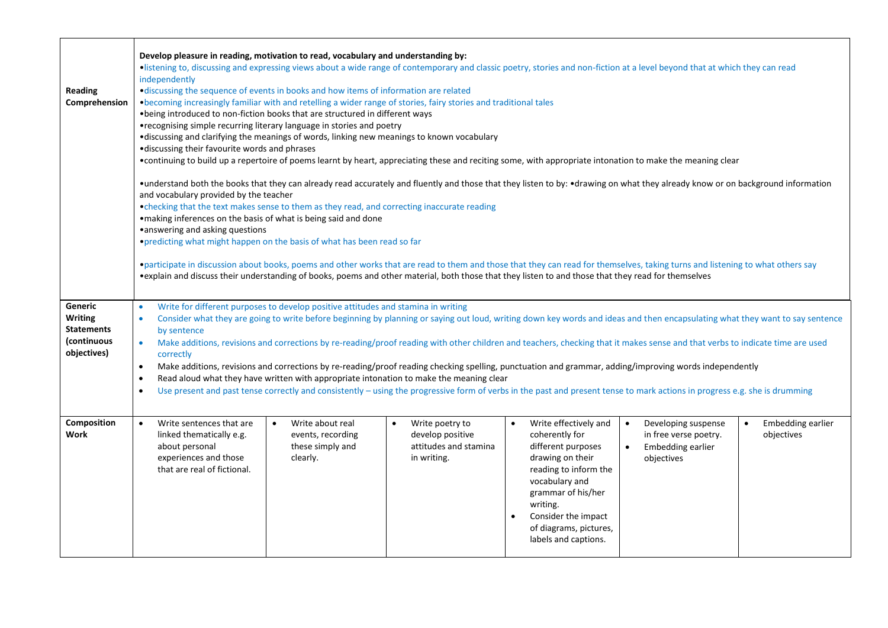| | | | | | | |
|---|---|---|---|---|---|---|
| **Reading Comprehension** | **Develop pleasure in reading, motivation to read, vocabulary and understanding by:**<br>•listening to, discussing and expressing views about a wide range of contemporary and classic poetry, stories and non-fiction at a level beyond that at which they can read independently<br>•discussing the sequence of events in books and how items of information are related<br>•becoming increasingly familiar with and retelling a wider range of stories, fairy stories and traditional tales<br>•being introduced to non-fiction books that are structured in different ways<br>•recognising simple recurring literary language in stories and poetry<br>•discussing and clarifying the meanings of words, linking new meanings to known vocabulary<br>•discussing their favourite words and phrases<br>•continuing to build up a repertoire of poems learnt by heart, appreciating these and reciting some, with appropriate intonation to make the meaning clear<br><br>•understand both the books that they can already read accurately and fluently and those that they listen to by: •drawing on what they already know or on background information and vocabulary provided by the teacher<br>•checking that the text makes sense to them as they read, and correcting inaccurate reading<br>•making inferences on the basis of what is being said and done<br>•answering and asking questions<br>•predicting what might happen on the basis of what has been read so far<br><br>•participate in discussion about books, poems and other works that are read to them and those that they can read for themselves, taking turns and listening to what others say<br>•explain and discuss their understanding of books, poems and other material, both those that they listen to and those that they read for themselves | | | | | |
| **Generic Writing Statements (continuous objectives)** | • Write for different purposes to develop positive attitudes and stamina in writing<br>• Consider what they are going to write before beginning by planning or saying out loud, writing down key words and ideas and then encapsulating what they want to say sentence by sentence<br>• Make additions, revisions and corrections by re-reading/proof reading with other children and teachers, checking that it makes sense and that verbs to indicate time are used correctly<br>• Make additions, revisions and corrections by re-reading/proof reading checking spelling, punctuation and grammar, adding/improving words independently<br>• Read aloud what they have written with appropriate intonation to make the meaning clear<br>• Use present and past tense correctly and consistently – using the progressive form of verbs in the past and present tense to mark actions in progress e.g. she is drumming | | | | | |
| **Composition Work** | • Write sentences that are linked thematically e.g. about personal experiences and those that are real of fictional. | • Write about real events, recording these simply and clearly. | • Write poetry to develop positive attitudes and stamina in writing. | • Write effectively and coherently for different purposes drawing on their reading to inform the vocabulary and grammar of his/her writing.<br>• Consider the impact of diagrams, pictures, labels and captions. | • Developing suspense in free verse poetry.<br>• Embedding earlier objectives | • Embedding earlier objectives |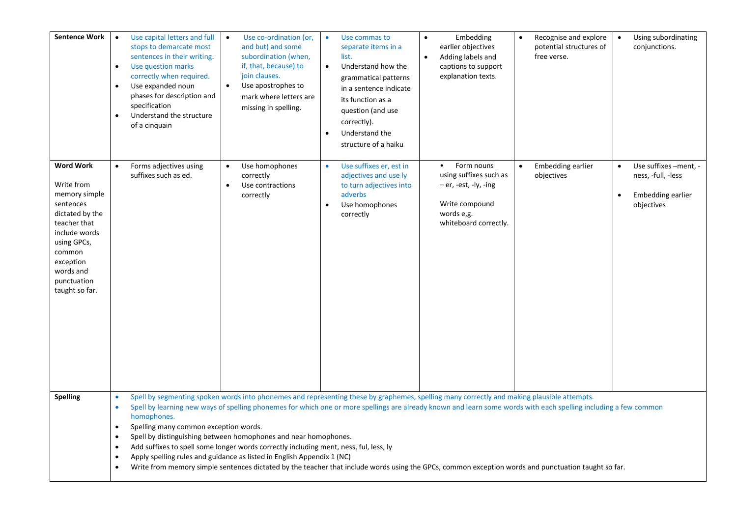| | | | | | | |
|---|---|---|---|---|---|---|
| **Sentence Work** | • Use capital letters and full stops to demarcate most sentences in their writing.<br>• Use question marks correctly when required.<br>• Use expanded noun phases for description and specification<br>• Understand the structure of a cinquain | • Use co-ordination (or, and but) and some subordination (when, if, that, because) to join clauses.<br>• Use apostrophes to mark where letters are missing in spelling. | • Use commas to separate items in a list.<br>• Understand how the grammatical patterns in a sentence indicate its function as a question (and use correctly).<br>• Understand the structure of a haiku | • Embedding earlier objectives<br>• Adding labels and captions to support explanation texts. | • Recognise and explore potential structures of free verse. | • Using subordinating conjunctions. |
| **Word Work**<br><br>Write from memory simple sentences dictated by the teacher that include words using GPCs, common exception words and punctuation taught so far. | • Forms adjectives using suffixes such as ed. | • Use homophones correctly<br>• Use contractions correctly | • Use suffixes er, est in adjectives and use ly to turn adjectives into adverbs<br>• Use homophones correctly | • Form nouns using suffixes such as – er, -est, -ly, -ing<br><br>Write compound words e,g. whiteboard correctly. | • Embedding earlier objectives | • Use suffixes –ment, -ness, -full, -less<br><br>• Embedding earlier objectives |
| **Spelling** | • Spell by segmenting spoken words into phonemes and representing these by graphemes, spelling many correctly and making plausible attempts.<br>• Spell by learning new ways of spelling phonemes for which one or more spellings are already known and learn some words with each spelling including a few common homophones.<br>• Spelling many common exception words.<br>• Spell by distinguishing between homophones and near homophones.<br>• Add suffixes to spell some longer words correctly including ment, ness, ful, less, ly<br>• Apply spelling rules and guidance as listed in English Appendix 1 (NC)<br>• Write from memory simple sentences dictated by the teacher that include words using the GPCs, common exception words and punctuation taught so far. | | | | | |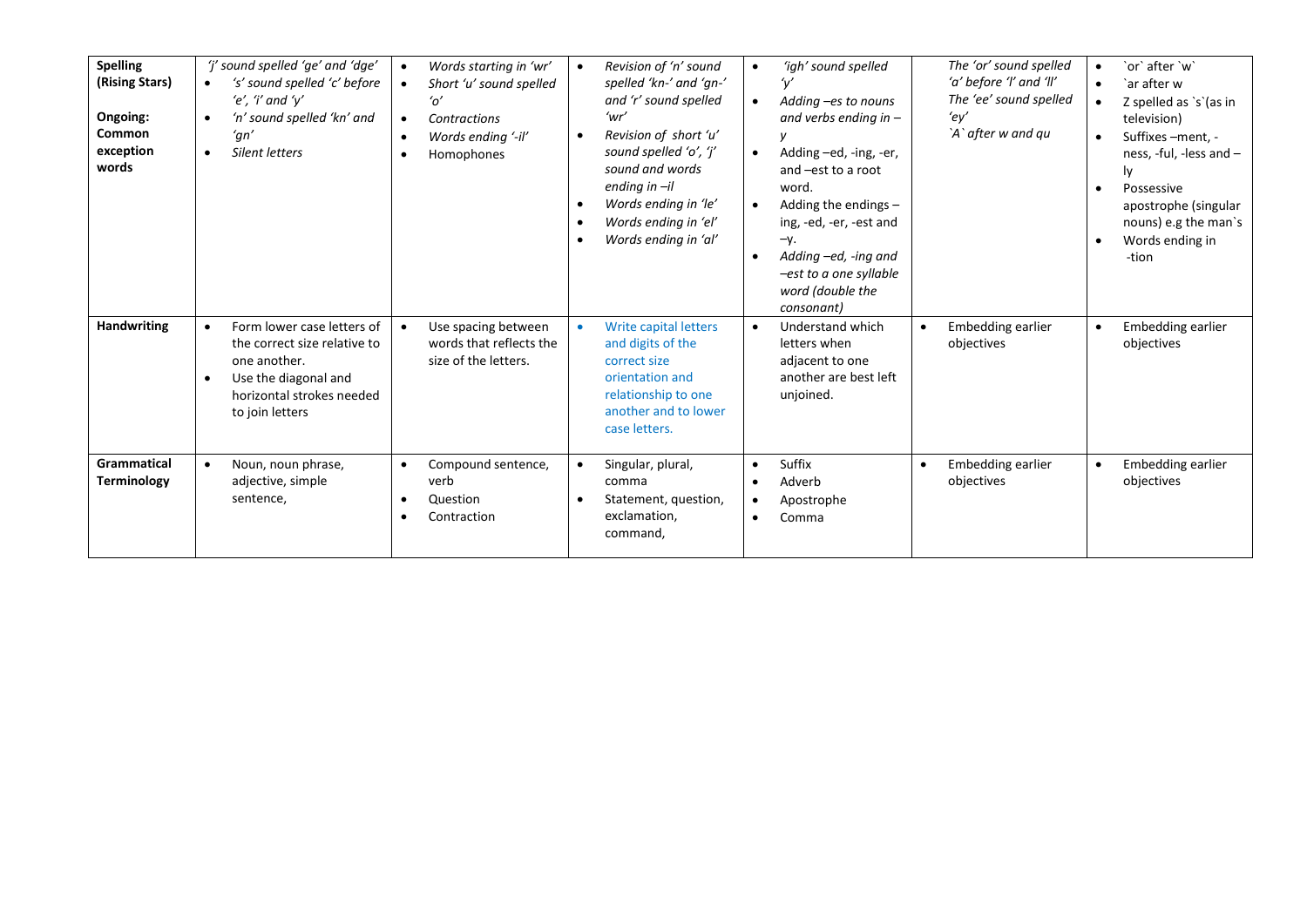| | | | | | | |
|---|---|---|---|---|---|---|
| **Spelling (Rising Stars)**<br><br>**Ongoing: Common exception words** | *'j' sound spelled 'ge' and 'dge'*<br>• *'s' sound spelled 'c' before 'e', 'i' and 'y'*<br>• *'n' sound spelled 'kn' and 'gn'*<br>• *Silent letters* | • *Words starting in 'wr'*<br>• *Short 'u' sound spelled 'o'*<br>• *Contractions*<br>• *Words ending '-il'*<br>• Homophones | • *Revision of 'n' sound spelled 'kn-' and 'gn-' and 'r' sound spelled 'wr'*<br>• *Revision of short 'u' sound spelled 'o', 'j' sound and words ending in –il*<br>• *Words ending in 'le'*<br>• *Words ending in 'el'*<br>• *Words ending in 'al'* | • *'igh' sound spelled 'y'*<br>• *Adding –es to nouns and verbs ending in –y*<br>• Adding –ed, -ing, -er, and –est to a root word.<br>• Adding the endings –ing, -ed, -er, -est and –y.<br>• *Adding –ed, -ing and –est to a one syllable word (double the consonant)* | *The 'or' sound spelled 'a' before 'l' and 'll'*<br>*The 'ee' sound spelled 'ey'*<br>*`A` after w and qu* | • `or` after `w`<br>• `ar after w<br>• Z spelled as `s`(as in television)<br>• Suffixes –ment, -ness, -ful, -less and –ly<br>• Possessive apostrophe (singular nouns) e.g the man`s<br>• Words ending in -tion |
| **Handwriting** | • Form lower case letters of the correct size relative to one another.<br>• Use the diagonal and horizontal strokes needed to join letters | • Use spacing between words that reflects the size of the letters. | • Write capital letters and digits of the correct size orientation and relationship to one another and to lower case letters. | • Understand which letters when adjacent to one another are best left unjoined. | • Embedding earlier objectives | • Embedding earlier objectives |
| **Grammatical Terminology** | • Noun, noun phrase, adjective, simple sentence, | • Compound sentence, verb<br>• Question<br>• Contraction | • Singular, plural, comma<br>• Statement, question, exclamation, command, | • Suffix<br>• Adverb<br>• Apostrophe<br>• Comma | • Embedding earlier objectives | • Embedding earlier objectives |